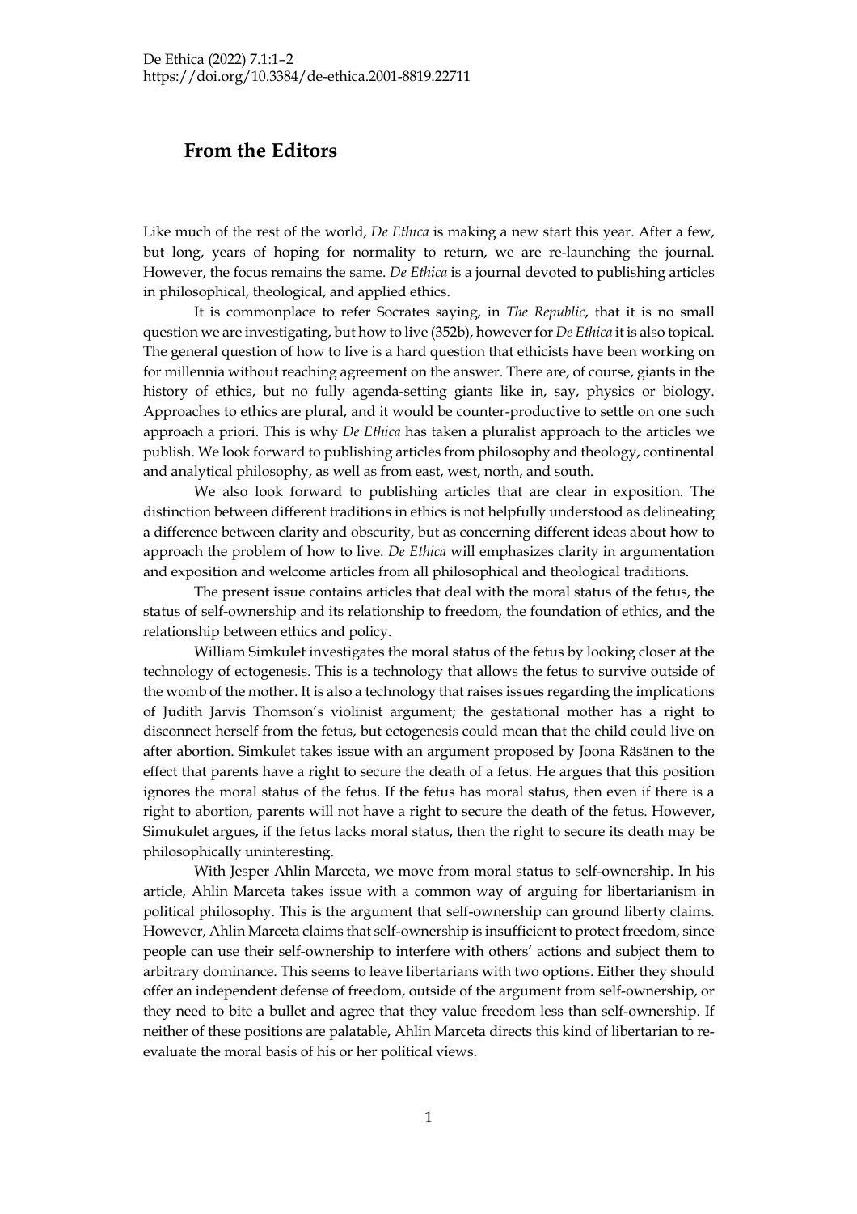# From the Editors

Like much of the rest of the world, *De Ethica* is making a new start this year. After a few, but long, years of hoping for normality to return, we are re-launching the journal. However, the focus remains the same. *De Ethica* is a journal devoted to publishing articles in philosophical, theological, and applied ethics.

It is commonplace to refer Socrates saying, in *The Republic*, that it is no small question we are investigating, but how to live (352b), however for *De Ethica* it is also topical. The general question of how to live is a hard question that ethicists have been working on for millennia without reaching agreement on the answer. There are, of course, giants in the history of ethics, but no fully agenda-setting giants like in, say, physics or biology. Approaches to ethics are plural, and it would be counter-productive to settle on one such approach a priori. This is why *De Ethica* has taken a pluralist approach to the articles we publish. We look forward to publishing articles from philosophy and theology, continental and analytical philosophy, as well as from east, west, north, and south.

We also look forward to publishing articles that are clear in exposition. The distinction between different traditions in ethics is not helpfully understood as delineating a difference between clarity and obscurity, but as concerning different ideas about how to approach the problem of how to live. *De Ethica* will emphasizes clarity in argumentation and exposition and welcome articles from all philosophical and theological traditions.

The present issue contains articles that deal with the moral status of the fetus, the status of self-ownership and its relationship to freedom, the foundation of ethics, and the relationship between ethics and policy.

William Simkulet investigates the moral status of the fetus by looking closer at the technology of ectogenesis. This is a technology that allows the fetus to survive outside of the womb of the mother. It is also a technology that raises issues regarding the implications of Judith Jarvis Thomson's violinist argument; the gestational mother has a right to disconnect herself from the fetus, but ectogenesis could mean that the child could live on after abortion. Simkulet takes issue with an argument proposed by Joona Räsänen to the effect that parents have a right to secure the death of a fetus. He argues that this position ignores the moral status of the fetus. If the fetus has moral status, then even if there is a right to abortion, parents will not have a right to secure the death of the fetus. However, Simukulet argues, if the fetus lacks moral status, then the right to secure its death may be philosophically uninteresting.

With Jesper Ahlin Marceta, we move from moral status to self-ownership. In his article, Ahlin Marceta takes issue with a common way of arguing for libertarianism in political philosophy. This is the argument that self-ownership can ground liberty claims. However, Ahlin Marceta claims that self-ownership is insufficient to protect freedom, since people can use their self-ownership to interfere with others' actions and subject them to arbitrary dominance. This seems to leave libertarians with two options. Either they should offer an independent defense of freedom, outside of the argument from self-ownership, or they need to bite a bullet and agree that they value freedom less than self-ownership. If neither of these positions are palatable, Ahlin Marceta directs this kind of libertarian to re-evaluate the moral basis of his or her political views.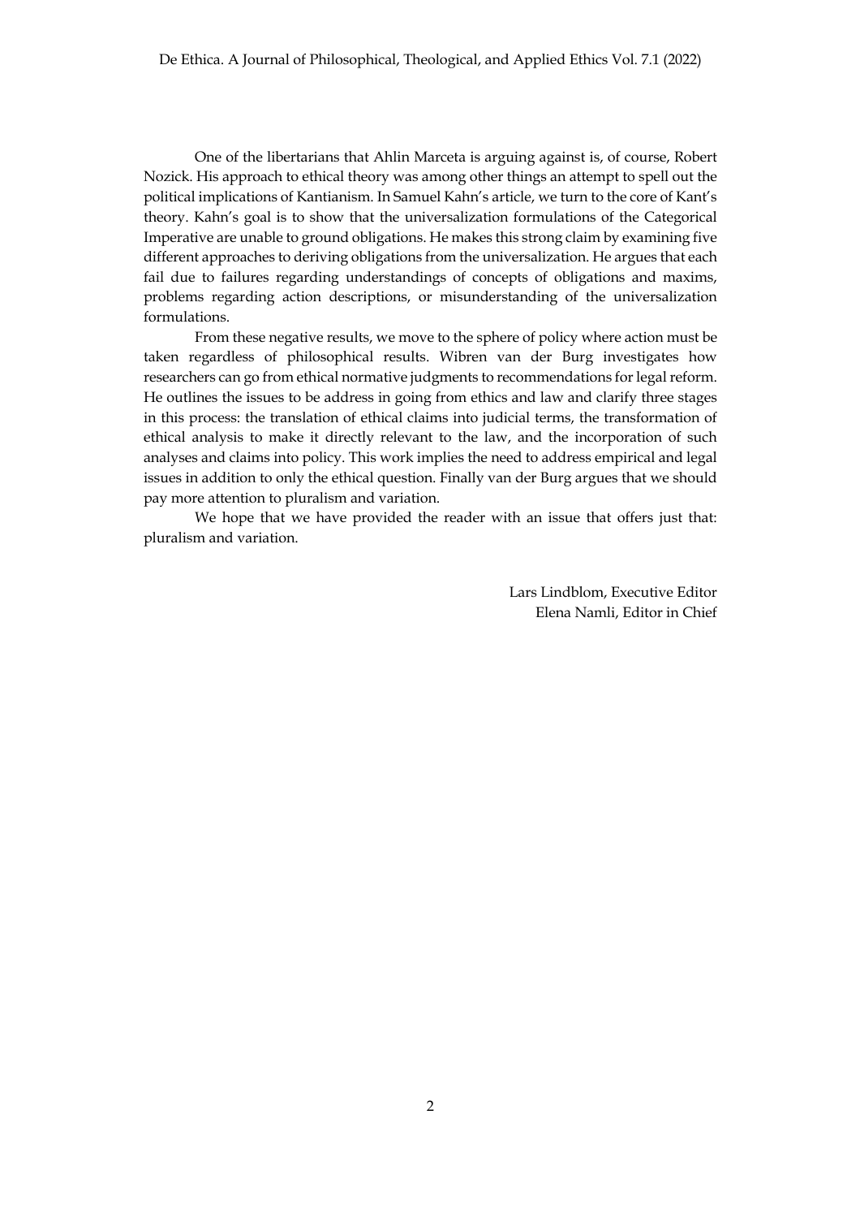One of the libertarians that Ahlin Marceta is arguing against is, of course, Robert Nozick. His approach to ethical theory was among other things an attempt to spell out the political implications of Kantianism. In Samuel Kahn's article, we turn to the core of Kant's theory. Kahn's goal is to show that the universalization formulations of the Categorical Imperative are unable to ground obligations. He makes this strong claim by examining five different approaches to deriving obligations from the universalization. He argues that each fail due to failures regarding understandings of concepts of obligations and maxims, problems regarding action descriptions, or misunderstanding of the universalization formulations.

From these negative results, we move to the sphere of policy where action must be taken regardless of philosophical results. Wibren van der Burg investigates how researchers can go from ethical normative judgments to recommendations for legal reform. He outlines the issues to be address in going from ethics and law and clarify three stages in this process: the translation of ethical claims into judicial terms, the transformation of ethical analysis to make it directly relevant to the law, and the incorporation of such analyses and claims into policy. This work implies the need to address empirical and legal issues in addition to only the ethical question. Finally van der Burg argues that we should pay more attention to pluralism and variation.

We hope that we have provided the reader with an issue that offers just that: pluralism and variation.

Lars Lindblom, Executive Editor
Elena Namli, Editor in Chief